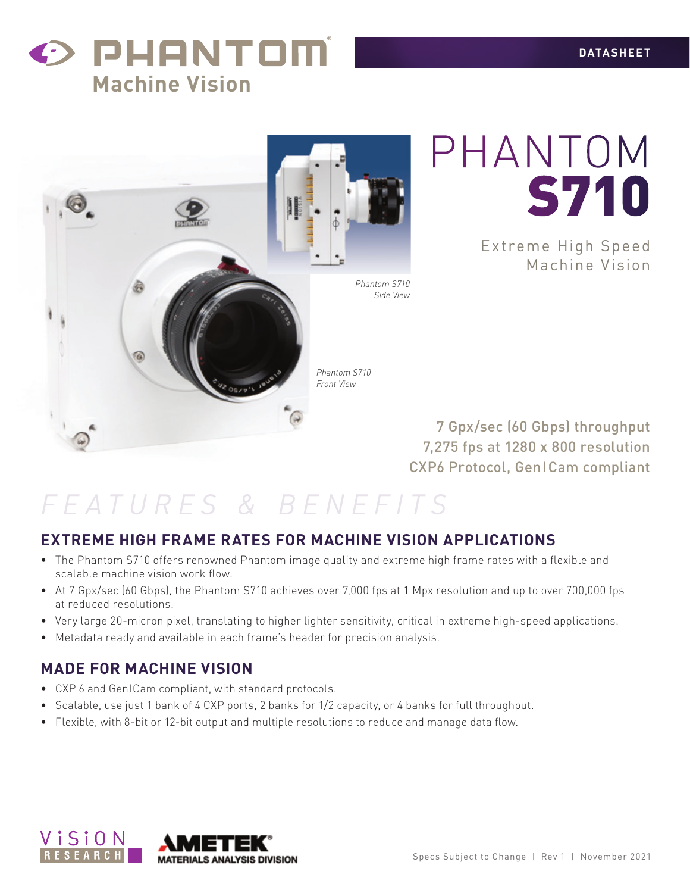PHANTOM Machine Vision

DATASHEET

# PHANTOM S710

Extreme High Speed Machine Vision

*Phantom S710 Side View*

*Phantom S710 Front View*

7 Gpx/sec (60 Gbps) throughput
7,275 fps at 1280 x 800 resolution
CXP6 Protocol, GenICam compliant

# FEATURES & BENEFITS

## EXTREME HIGH FRAME RATES FOR MACHINE VISION APPLICATIONS

- The Phantom S710 offers renowned Phantom image quality and extreme high frame rates with a flexible and scalable machine vision work flow.
- At 7 Gpx/sec (60 Gbps), the Phantom S710 achieves over 7,000 fps at 1 Mpx resolution and up to over 700,000 fps at reduced resolutions.
- Very large 20-micron pixel, translating to higher lighter sensitivity, critical in extreme high-speed applications.
- Metadata ready and available in each frame's header for precision analysis.

## MADE FOR MACHINE VISION

- CXP 6 and GenICam compliant, with standard protocols.
- Scalable, use just 1 bank of 4 CXP ports, 2 banks for 1/2 capacity, or 4 banks for full throughput.
- Flexible, with 8-bit or 12-bit output and multiple resolutions to reduce and manage data flow.

VISION RESEARCH | AMETEK MATERIALS ANALYSIS DIVISION

Specs Subject to Change | Rev 1 | November 2021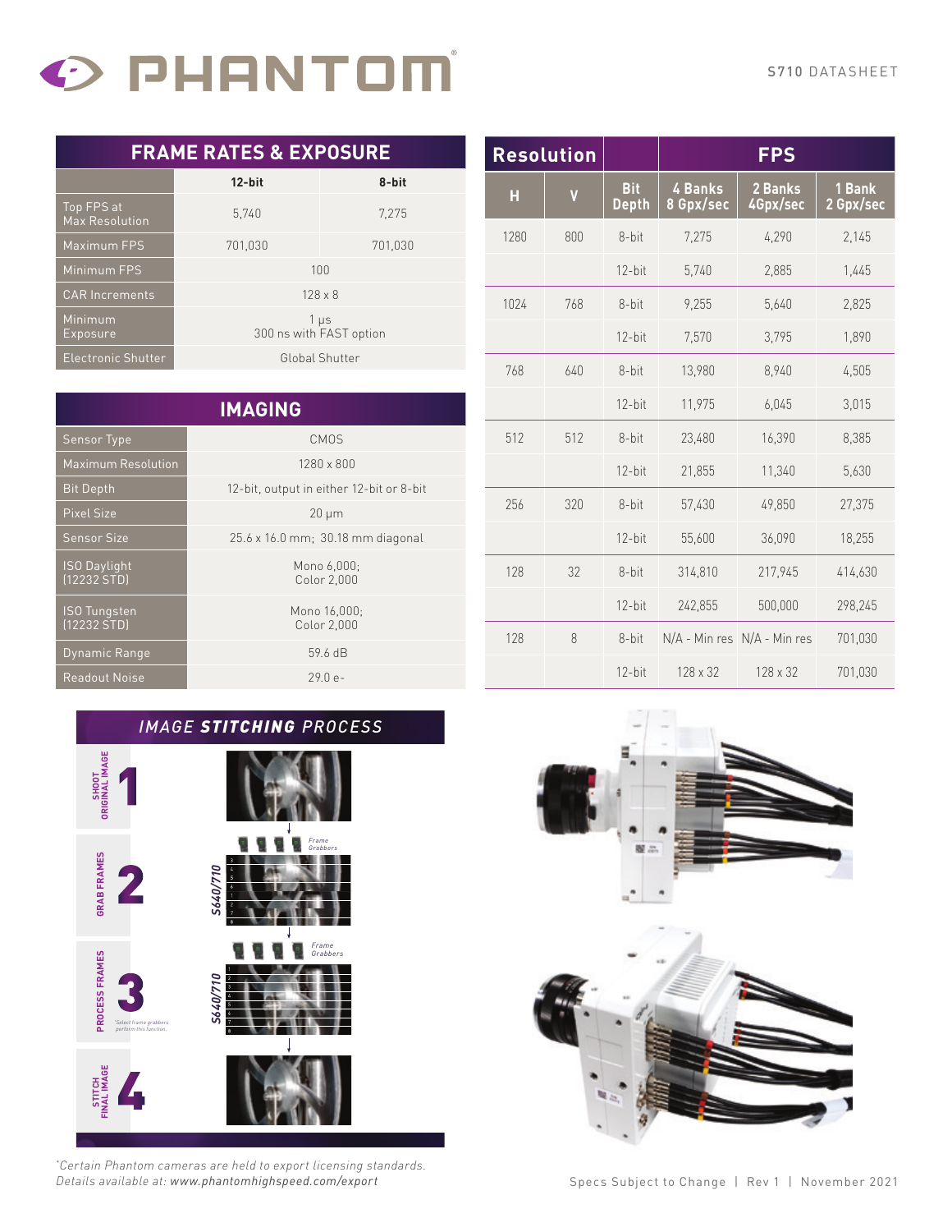# PHANTOM

S710 DATASHEET

## FRAME RATES & EXPOSURE

| | 12-bit | 8-bit |
|---|---|---|
| Top FPS at Max Resolution | 5,740 | 7,275 |
| Maximum FPS | 701,030 | 701,030 |
| Minimum FPS | 100 | |
| CAR Increments | 128 x 8 | |
| Minimum Exposure | 1 µs<br>300 ns with FAST option | |
| Electronic Shutter | Global Shutter | |

## IMAGING

| | |
|---|---|
| Sensor Type | CMOS |
| Maximum Resolution | 1280 x 800 |
| Bit Depth | 12-bit, output in either 12-bit or 8-bit |
| Pixel Size | 20 µm |
| Sensor Size | 25.6 x 16.0 mm; 30.18 mm diagonal |
| ISO Daylight (12232 STD) | Mono 6,000;<br>Color 2,000 |
| ISO Tungsten (12232 STD) | Mono 16,000;<br>Color 2,000 |
| Dynamic Range | 59.6 dB |
| Readout Noise | 29.0 e- |

## Resolution / FPS

| H | V | Bit Depth | 4 Banks 8 Gpx/sec | 2 Banks 4Gpx/sec | 1 Bank 2 Gpx/sec |
|---|---|---|---|---|---|
| 1280 | 800 | 8-bit | 7,275 | 4,290 | 2,145 |
| | | 12-bit | 5,740 | 2,885 | 1,445 |
| 1024 | 768 | 8-bit | 9,255 | 5,640 | 2,825 |
| | | 12-bit | 7,570 | 3,795 | 1,890 |
| 768 | 640 | 8-bit | 13,980 | 8,940 | 4,505 |
| | | 12-bit | 11,975 | 6,045 | 3,015 |
| 512 | 512 | 8-bit | 23,480 | 16,390 | 8,385 |
| | | 12-bit | 21,855 | 11,340 | 5,630 |
| 256 | 320 | 8-bit | 57,430 | 49,850 | 27,375 |
| | | 12-bit | 55,600 | 36,090 | 18,255 |
| 128 | 32 | 8-bit | 314,810 | 217,945 | 414,630 |
| | | 12-bit | 242,855 | 500,000 | 298,245 |
| 128 | 8 | 8-bit | N/A - Min res | N/A - Min res | 701,030 |
| | | 12-bit | 128 x 32 | 128 x 32 | 701,030 |

## *IMAGE **STITCHING** PROCESS*

1. SHOOT ORIGINAL IMAGE
2. GRAB FRAMES — S640/710 — *Frame Grabbers*
3. PROCESS FRAMES — S640/710 — *Frame Grabbers* — *Select frame grabbers perform this function.
4. STITCH FINAL IMAGE

*Certain Phantom cameras are held to export licensing standards. Details available at: www.phantomhighspeed.com/export

Specs Subject to Change | Rev 1 | November 2021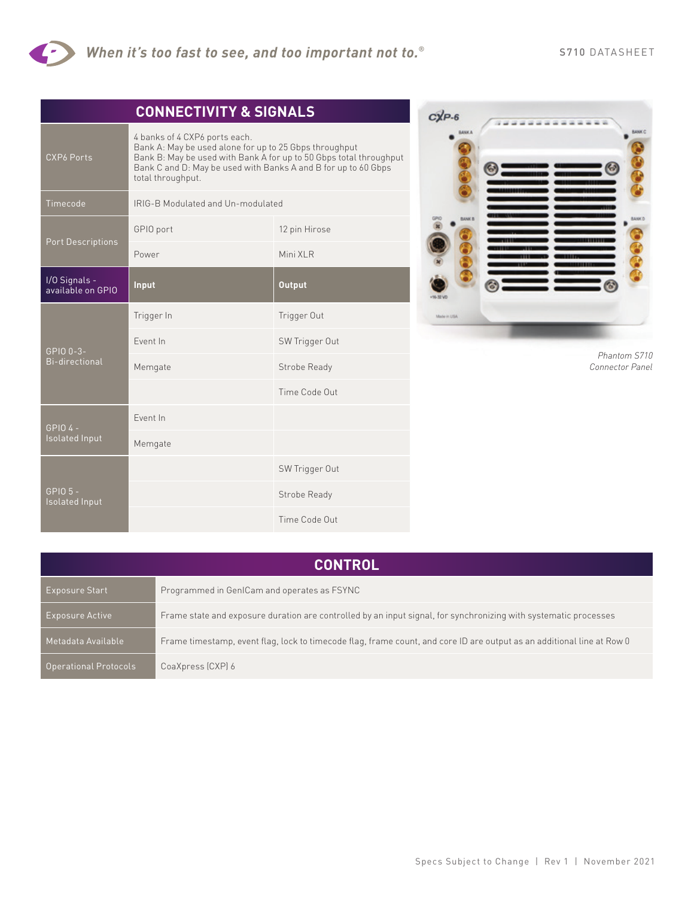## CONNECTIVITY & SIGNALS

| | | |
|---|---|---|
| CXP6 Ports | 4 banks of 4 CXP6 ports each.<br>Bank A: May be used alone for up to 25 Gbps throughput<br>Bank B: May be used with Bank A for up to 50 Gbps total throughput<br>Bank C and D: May be used with Banks A and B for up to 60 Gbps total throughput. | |
| Timecode | IRIG-B Modulated and Un-modulated | |
| Port Descriptions | GPIO port | 12 pin Hirose |
| | Power | Mini XLR |
| I/O Signals - available on GPIO | **Input** | **Output** |
| GPIO 0-3- Bi-directional | Trigger In | Trigger Out |
| | Event In | SW Trigger Out |
| | Memgate | Strobe Ready |
| | | Time Code Out |
| GPIO 4 - Isolated Input | Event In | |
| | Memgate | |
| GPIO 5 - Isolated Input | | SW Trigger Out |
| | | Strobe Ready |
| | | Time Code Out |

*Phantom S710 Connector Panel*

## CONTROL

| | |
|---|---|
| Exposure Start | Programmed in GenICam and operates as FSYNC |
| Exposure Active | Frame state and exposure duration are controlled by an input signal, for synchronizing with systematic processes |
| Metadata Available | Frame timestamp, event flag, lock to timecode flag, frame count, and core ID are output as an additional line at Row 0 |
| Operational Protocols | CoaXpress (CXP) 6 |

Specs Subject to Change | Rev 1 | November 2021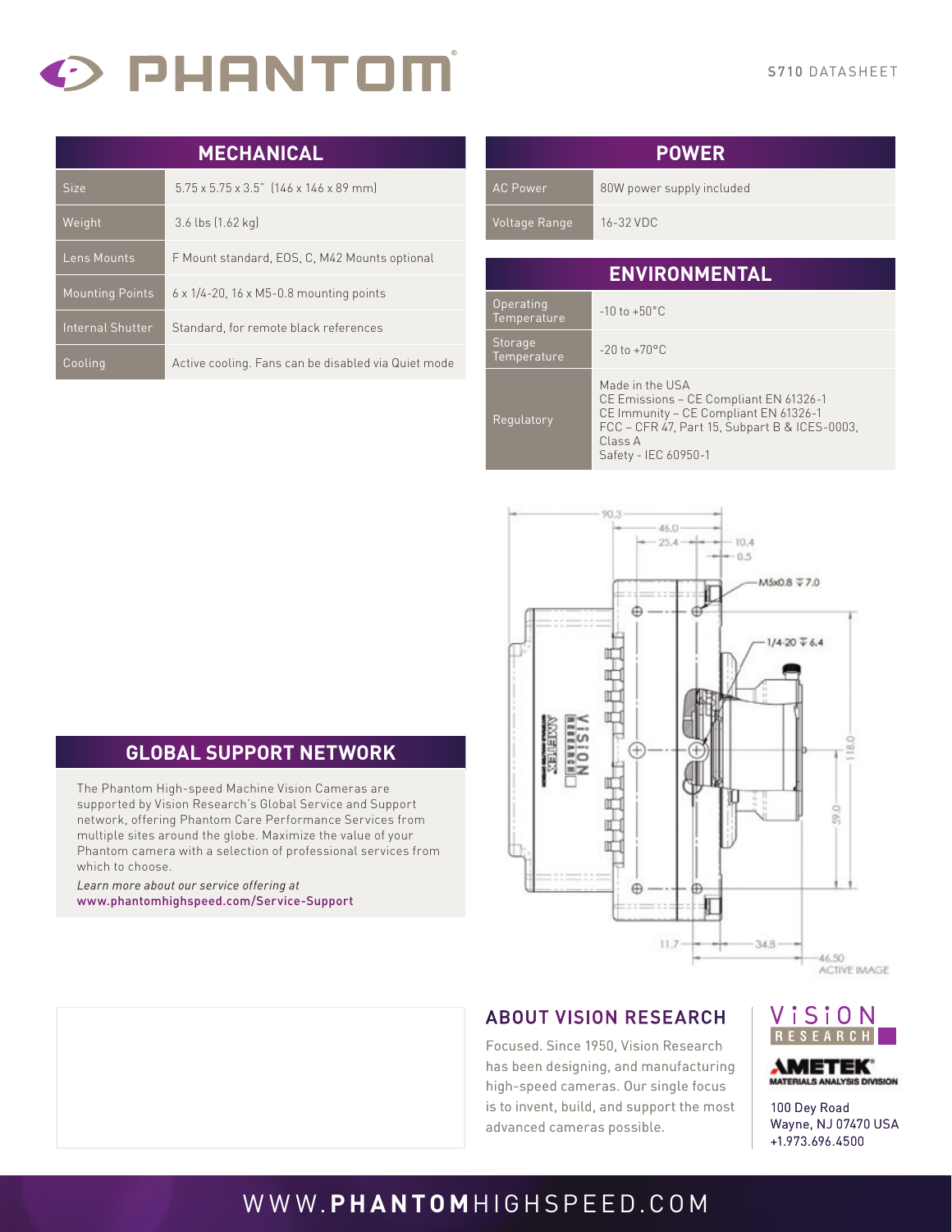## MECHANICAL

| | |
|---|---|
| Size | 5.75 x 5.75 x 3.5" (146 x 146 x 89 mm) |
| Weight | 3.6 lbs (1.62 kg) |
| Lens Mounts | F Mount standard, EOS, C, M42 Mounts optional |
| Mounting Points | 6 x 1/4-20, 16 x M5-0.8 mounting points |
| Internal Shutter | Standard, for remote black references |
| Cooling | Active cooling. Fans can be disabled via Quiet mode |

## POWER

| | |
|---|---|
| AC Power | 80W power supply included |
| Voltage Range | 16-32 VDC |

## ENVIRONMENTAL

| | |
|---|---|
| Operating Temperature | -10 to +50°C |
| Storage Temperature | -20 to +70°C |
| Regulatory | Made in the USA<br>CE Emissions – CE Compliant EN 61326-1<br>CE Immunity – CE Compliant EN 61326-1<br>FCC – CFR 47, Part 15, Subpart B & ICES-0003, Class A<br>Safety - IEC 60950-1 |

90.3
46.0
25.4
10.4
0.5
M5x0.8 ⊽ 7.0
1/4-20 ⊽ 6.4
118.0
59.0
11.7
34.8
46.50
ACTIVE IMAGE

## GLOBAL SUPPORT NETWORK

The Phantom High-speed Machine Vision Cameras are supported by Vision Research's Global Service and Support network, offering Phantom Care Performance Services from multiple sites around the globe. Maximize the value of your Phantom camera with a selection of professional services from which to choose.

*Learn more about our service offering at*
www.phantomhighspeed.com/Service-Support

## ABOUT VISION RESEARCH

Focused. Since 1950, Vision Research has been designing, and manufacturing high-speed cameras. Our single focus is to invent, build, and support the most advanced cameras possible.

VISION RESEARCH
AMETEK
MATERIALS ANALYSIS DIVISION

100 Dey Road
Wayne, NJ 07470 USA
+1.973.696.4500

WWW.**PHANTOM**HIGHSPEED.COM